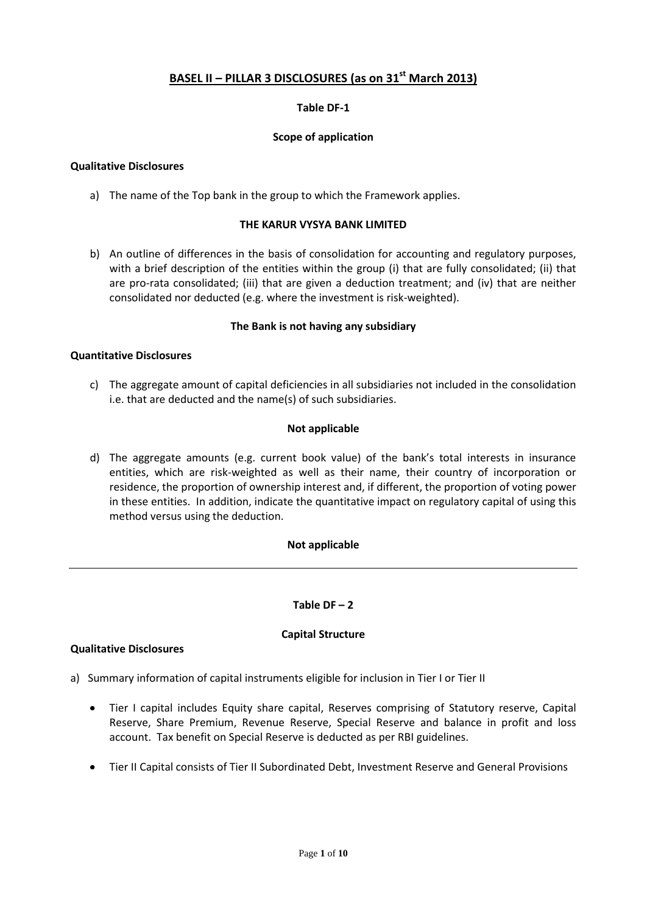# BASEL II – PILLAR 3 DISCLOSURES (as on 31st March 2013)

## Table DF-1

### Scope of application

**Qualitative Disclosures**

a) The name of the Top bank in the group to which the Framework applies.

**THE KARUR VYSYA BANK LIMITED**

b) An outline of differences in the basis of consolidation for accounting and regulatory purposes, with a brief description of the entities within the group (i) that are fully consolidated; (ii) that are pro-rata consolidated; (iii) that are given a deduction treatment; and (iv) that are neither consolidated nor deducted (e.g. where the investment is risk-weighted).

**The Bank is not having any subsidiary**

**Quantitative Disclosures**

c) The aggregate amount of capital deficiencies in all subsidiaries not included in the consolidation i.e. that are deducted and the name(s) of such subsidiaries.

**Not applicable**

d) The aggregate amounts (e.g. current book value) of the bank's total interests in insurance entities, which are risk-weighted as well as their name, their country of incorporation or residence, the proportion of ownership interest and, if different, the proportion of voting power in these entities. In addition, indicate the quantitative impact on regulatory capital of using this method versus using the deduction.

**Not applicable**

---

## Table DF – 2

### Capital Structure

**Qualitative Disclosures**

a) Summary information of capital instruments eligible for inclusion in Tier I or Tier II

- Tier I capital includes Equity share capital, Reserves comprising of Statutory reserve, Capital Reserve, Share Premium, Revenue Reserve, Special Reserve and balance in profit and loss account. Tax benefit on Special Reserve is deducted as per RBI guidelines.
- Tier II Capital consists of Tier II Subordinated Debt, Investment Reserve and General Provisions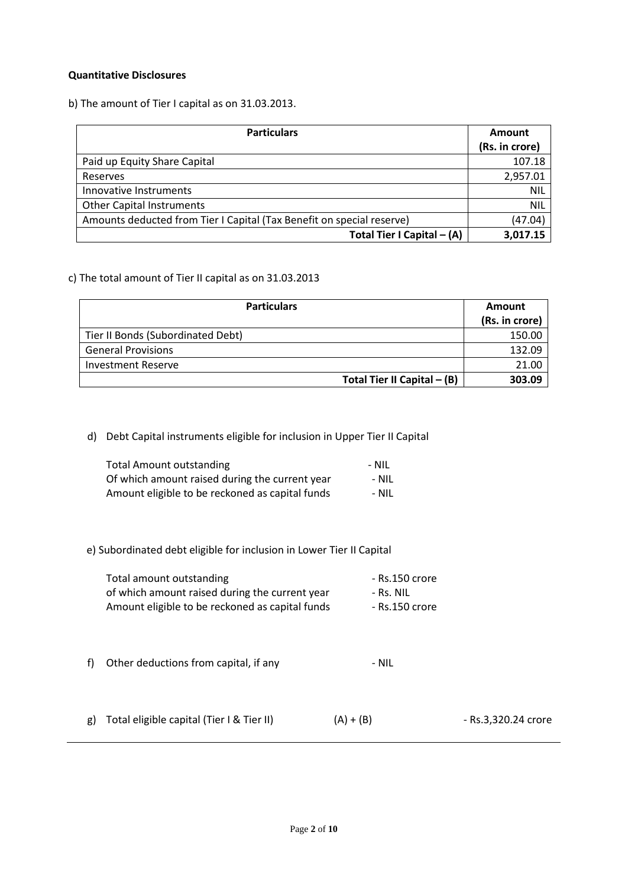**Quantitative Disclosures**

b) The amount of Tier I capital as on 31.03.2013.

| Particulars | Amount (Rs. in crore) |
|---|---|
| Paid up Equity Share Capital | 107.18 |
| Reserves | 2,957.01 |
| Innovative Instruments | NIL |
| Other Capital Instruments | NIL |
| Amounts deducted from Tier I Capital (Tax Benefit on special reserve) | (47.04) |
| **Total Tier I Capital – (A)** | **3,017.15** |

c) The total amount of Tier II capital as on 31.03.2013

| Particulars | Amount (Rs. in crore) |
|---|---|
| Tier II Bonds (Subordinated Debt) | 150.00 |
| General Provisions | 132.09 |
| Investment Reserve | 21.00 |
| **Total Tier II Capital – (B)** | **303.09** |

d) Debt Capital instruments eligible for inclusion in Upper Tier II Capital

Total Amount outstanding - NIL
Of which amount raised during the current year - NIL
Amount eligible to be reckoned as capital funds - NIL

e) Subordinated debt eligible for inclusion in Lower Tier II Capital

Total amount outstanding - Rs.150 crore
of which amount raised during the current year - Rs. NIL
Amount eligible to be reckoned as capital funds - Rs.150 crore

f) Other deductions from capital, if any - NIL

g) Total eligible capital (Tier I & Tier II) (A) + (B) - Rs.3,320.24 crore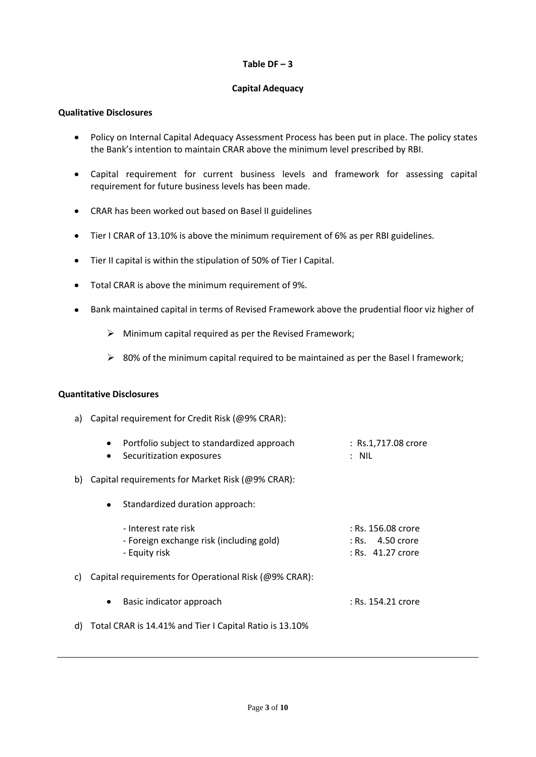**Table DF – 3**

**Capital Adequacy**

**Qualitative Disclosures**

- Policy on Internal Capital Adequacy Assessment Process has been put in place. The policy states the Bank's intention to maintain CRAR above the minimum level prescribed by RBI.
- Capital requirement for current business levels and framework for assessing capital requirement for future business levels has been made.
- CRAR has been worked out based on Basel II guidelines
- Tier I CRAR of 13.10% is above the minimum requirement of 6% as per RBI guidelines.
- Tier II capital is within the stipulation of 50% of Tier I Capital.
- Total CRAR is above the minimum requirement of 9%.
- Bank maintained capital in terms of Revised Framework above the prudential floor viz higher of
    - Minimum capital required as per the Revised Framework;
    - 80% of the minimum capital required to be maintained as per the Basel I framework;

**Quantitative Disclosures**

a) Capital requirement for Credit Risk (@9% CRAR):

- Portfolio subject to standardized approach : Rs.1,717.08 crore
- Securitization exposures : NIL

b) Capital requirements for Market Risk (@9% CRAR):

- Standardized duration approach:

    - Interest rate risk : Rs. 156.08 crore
    - Foreign exchange risk (including gold) : Rs. 4.50 crore
    - Equity risk : Rs. 41.27 crore

c) Capital requirements for Operational Risk (@9% CRAR):

- Basic indicator approach : Rs. 154.21 crore

d) Total CRAR is 14.41% and Tier I Capital Ratio is 13.10%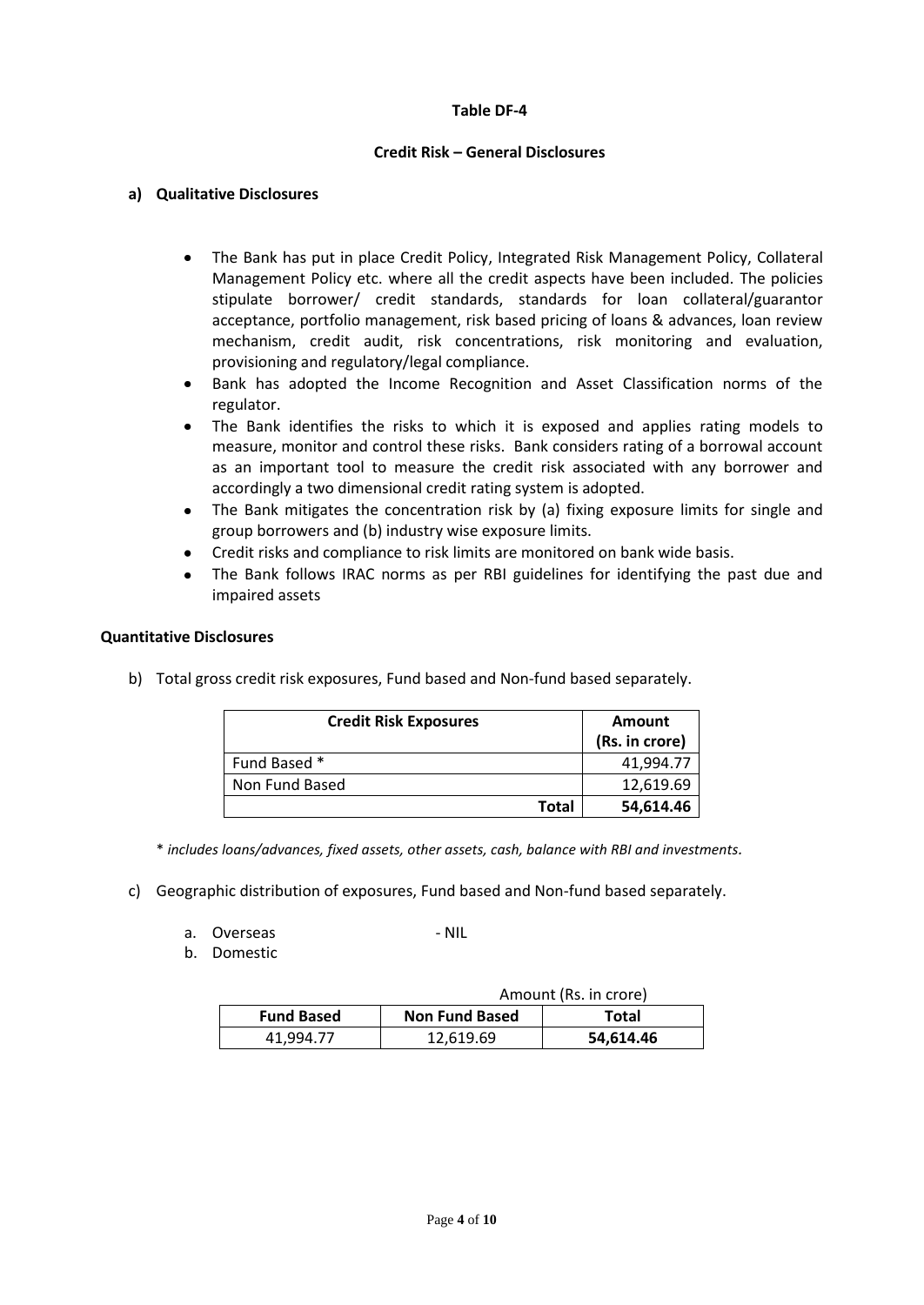**Table DF-4**

**Credit Risk – General Disclosures**

**a) Qualitative Disclosures**

- The Bank has put in place Credit Policy, Integrated Risk Management Policy, Collateral Management Policy etc. where all the credit aspects have been included. The policies stipulate borrower/ credit standards, standards for loan collateral/guarantor acceptance, portfolio management, risk based pricing of loans & advances, loan review mechanism, credit audit, risk concentrations, risk monitoring and evaluation, provisioning and regulatory/legal compliance.
- Bank has adopted the Income Recognition and Asset Classification norms of the regulator.
- The Bank identifies the risks to which it is exposed and applies rating models to measure, monitor and control these risks. Bank considers rating of a borrowal account as an important tool to measure the credit risk associated with any borrower and accordingly a two dimensional credit rating system is adopted.
- The Bank mitigates the concentration risk by (a) fixing exposure limits for single and group borrowers and (b) industry wise exposure limits.
- Credit risks and compliance to risk limits are monitored on bank wide basis.
- The Bank follows IRAC norms as per RBI guidelines for identifying the past due and impaired assets

**Quantitative Disclosures**

b) Total gross credit risk exposures, Fund based and Non-fund based separately.

| **Credit Risk Exposures** | **Amount (Rs. in crore)** |
|---|---|
| Fund Based * | 41,994.77 |
| Non Fund Based | 12,619.69 |
| **Total** | **54,614.46** |

* *includes loans/advances, fixed assets, other assets, cash, balance with RBI and investments.*

c) Geographic distribution of exposures, Fund based and Non-fund based separately.

a. Overseas - NIL

b. Domestic

Amount (Rs. in crore)

| **Fund Based** | **Non Fund Based** | **Total** |
|---|---|---|
| 41,994.77 | 12,619.69 | **54,614.46** |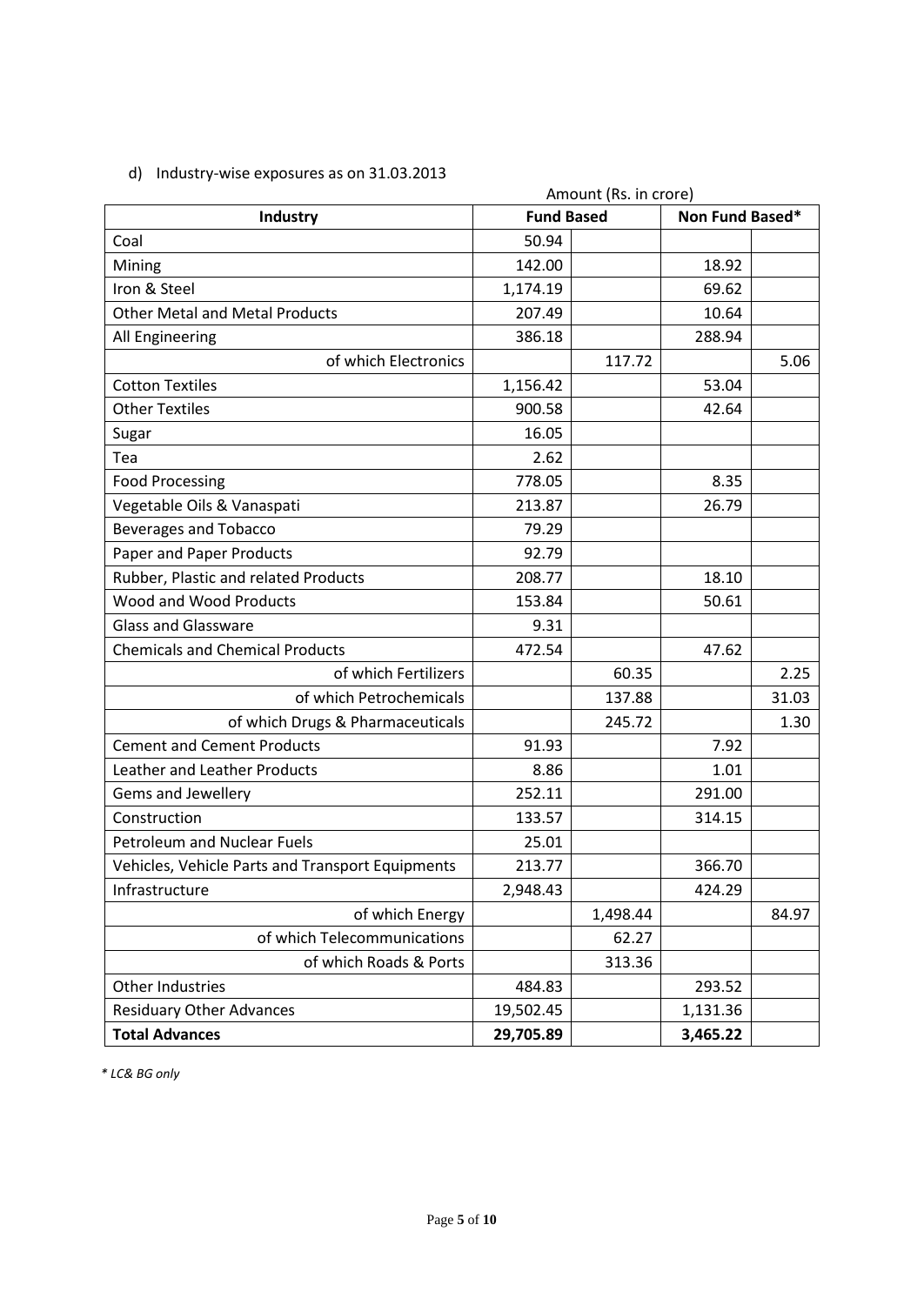d) Industry-wise exposures as on 31.03.2013

Amount (Rs. in crore)

| Industry | Fund Based | | Non Fund Based* | |
|---|---|---|---|---|
| Coal | 50.94 | | | |
| Mining | 142.00 | | 18.92 | |
| Iron & Steel | 1,174.19 | | 69.62 | |
| Other Metal and Metal Products | 207.49 | | 10.64 | |
| All Engineering | 386.18 | | 288.94 | |
| of which Electronics | | 117.72 | | 5.06 |
| Cotton Textiles | 1,156.42 | | 53.04 | |
| Other Textiles | 900.58 | | 42.64 | |
| Sugar | 16.05 | | | |
| Tea | 2.62 | | | |
| Food Processing | 778.05 | | 8.35 | |
| Vegetable Oils & Vanaspati | 213.87 | | 26.79 | |
| Beverages and Tobacco | 79.29 | | | |
| Paper and Paper Products | 92.79 | | | |
| Rubber, Plastic and related Products | 208.77 | | 18.10 | |
| Wood and Wood Products | 153.84 | | 50.61 | |
| Glass and Glassware | 9.31 | | | |
| Chemicals and Chemical Products | 472.54 | | 47.62 | |
| of which Fertilizers | | 60.35 | | 2.25 |
| of which Petrochemicals | | 137.88 | | 31.03 |
| of which Drugs & Pharmaceuticals | | 245.72 | | 1.30 |
| Cement and Cement Products | 91.93 | | 7.92 | |
| Leather and Leather Products | 8.86 | | 1.01 | |
| Gems and Jewellery | 252.11 | | 291.00 | |
| Construction | 133.57 | | 314.15 | |
| Petroleum and Nuclear Fuels | 25.01 | | | |
| Vehicles, Vehicle Parts and Transport Equipments | 213.77 | | 366.70 | |
| Infrastructure | 2,948.43 | | 424.29 | |
| of which Energy | | 1,498.44 | | 84.97 |
| of which Telecommunications | | 62.27 | | |
| of which Roads & Ports | | 313.36 | | |
| Other Industries | 484.83 | | 293.52 | |
| Residuary Other Advances | 19,502.45 | | 1,131.36 | |
| **Total Advances** | **29,705.89** | | **3,465.22** | |

*\* LC& BG only*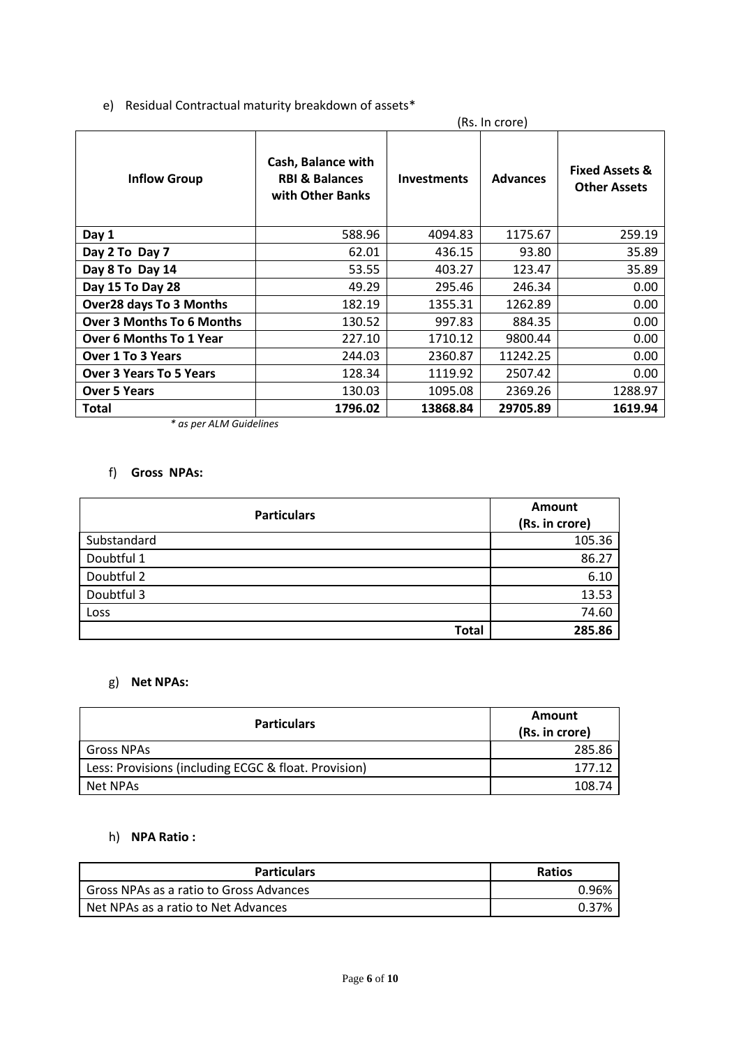e) Residual Contractual maturity breakdown of assets*

(Rs. In crore)

| Inflow Group | Cash, Balance with RBI & Balances with Other Banks | Investments | Advances | Fixed Assets & Other Assets |
|---|---|---|---|---|
| **Day 1** | 588.96 | 4094.83 | 1175.67 | 259.19 |
| **Day 2 To Day 7** | 62.01 | 436.15 | 93.80 | 35.89 |
| **Day 8 To Day 14** | 53.55 | 403.27 | 123.47 | 35.89 |
| **Day 15 To Day 28** | 49.29 | 295.46 | 246.34 | 0.00 |
| **Over28 days To 3 Months** | 182.19 | 1355.31 | 1262.89 | 0.00 |
| **Over 3 Months To 6 Months** | 130.52 | 997.83 | 884.35 | 0.00 |
| **Over 6 Months To 1 Year** | 227.10 | 1710.12 | 9800.44 | 0.00 |
| **Over 1 To 3 Years** | 244.03 | 2360.87 | 11242.25 | 0.00 |
| **Over 3 Years To 5 Years** | 128.34 | 1119.92 | 2507.42 | 0.00 |
| **Over 5 Years** | 130.03 | 1095.08 | 2369.26 | 1288.97 |
| **Total** | **1796.02** | **13868.84** | **29705.89** | **1619.94** |

*\* as per ALM Guidelines*

f) **Gross NPAs:**

| Particulars | Amount (Rs. in crore) |
|---|---|
| Substandard | 105.36 |
| Doubtful 1 | 86.27 |
| Doubtful 2 | 6.10 |
| Doubtful 3 | 13.53 |
| Loss | 74.60 |
| **Total** | **285.86** |

g) **Net NPAs:**

| Particulars | Amount (Rs. in crore) |
|---|---|
| Gross NPAs | 285.86 |
| Less: Provisions (including ECGC & float. Provision) | 177.12 |
| Net NPAs | 108.74 |

h) **NPA Ratio :**

| Particulars | Ratios |
|---|---|
| Gross NPAs as a ratio to Gross Advances | 0.96% |
| Net NPAs as a ratio to Net Advances | 0.37% |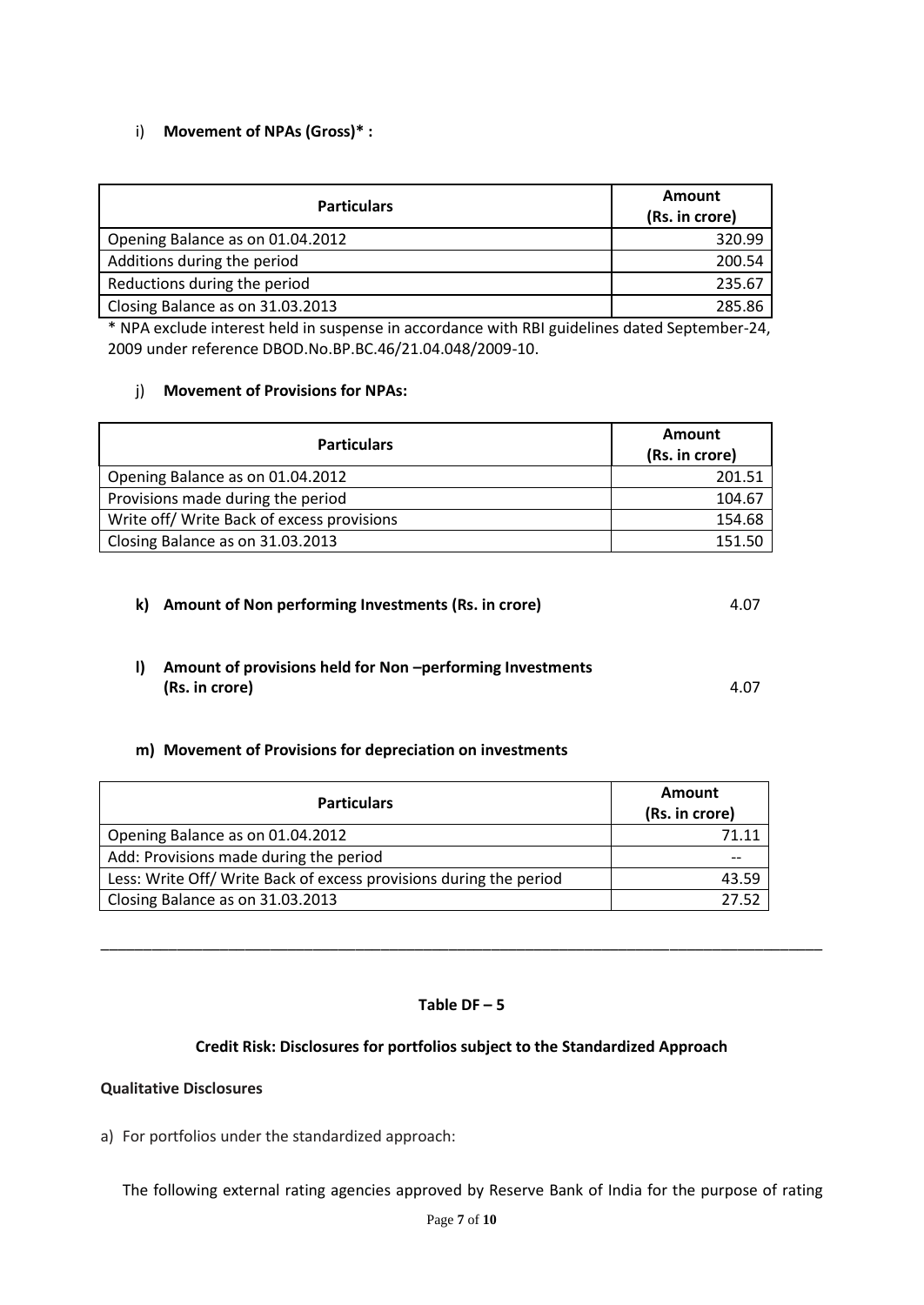i) **Movement of NPAs (Gross)* :**

| Particulars | Amount (Rs. in crore) |
|---|---|
| Opening Balance as on 01.04.2012 | 320.99 |
| Additions during the period | 200.54 |
| Reductions during the period | 235.67 |
| Closing Balance as on 31.03.2013 | 285.86 |

* NPA exclude interest held in suspense in accordance with RBI guidelines dated September-24, 2009 under reference DBOD.No.BP.BC.46/21.04.048/2009-10.

j) **Movement of Provisions for NPAs:**

| Particulars | Amount (Rs. in crore) |
|---|---|
| Opening Balance as on 01.04.2012 | 201.51 |
| Provisions made during the period | 104.67 |
| Write off/ Write Back of excess provisions | 154.68 |
| Closing Balance as on 31.03.2013 | 151.50 |

**k) Amount of Non performing Investments (Rs. in crore)** 4.07

**l) Amount of provisions held for Non –performing Investments (Rs. in crore)** 4.07

**m) Movement of Provisions for depreciation on investments**

| Particulars | Amount (Rs. in crore) |
|---|---|
| Opening Balance as on 01.04.2012 | 71.11 |
| Add: Provisions made during the period | -- |
| Less: Write Off/ Write Back of excess provisions during the period | 43.59 |
| Closing Balance as on 31.03.2013 | 27.52 |

---

## Table DF – 5

### Credit Risk: Disclosures for portfolios subject to the Standardized Approach

**Qualitative Disclosures**

a) For portfolios under the standardized approach:

The following external rating agencies approved by Reserve Bank of India for the purpose of rating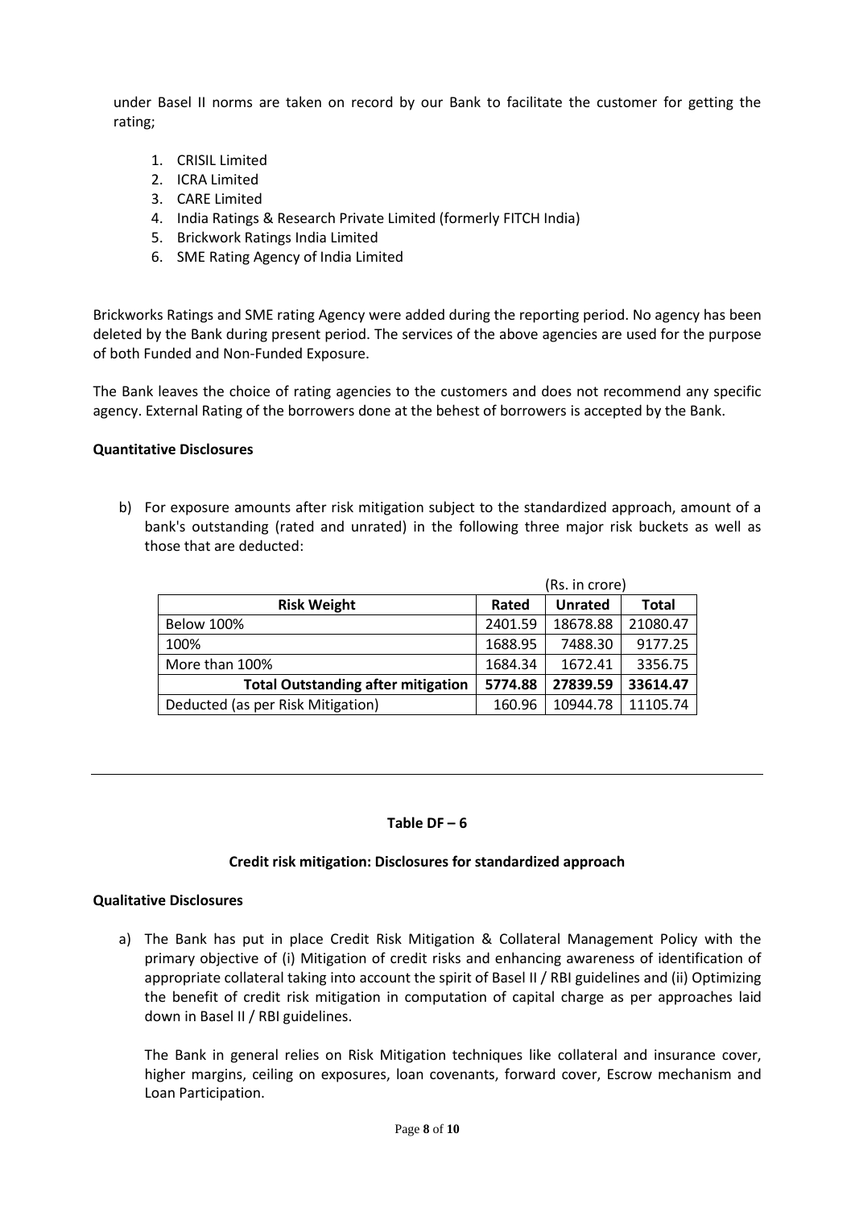under Basel II norms are taken on record by our Bank to facilitate the customer for getting the rating;

1. CRISIL Limited
2. ICRA Limited
3. CARE Limited
4. India Ratings & Research Private Limited (formerly FITCH India)
5. Brickwork Ratings India Limited
6. SME Rating Agency of India Limited

Brickworks Ratings and SME rating Agency were added during the reporting period. No agency has been deleted by the Bank during present period. The services of the above agencies are used for the purpose of both Funded and Non-Funded Exposure.

The Bank leaves the choice of rating agencies to the customers and does not recommend any specific agency. External Rating of the borrowers done at the behest of borrowers is accepted by the Bank.

**Quantitative Disclosures**

b) For exposure amounts after risk mitigation subject to the standardized approach, amount of a bank's outstanding (rated and unrated) in the following three major risk buckets as well as those that are deducted:

(Rs. in crore)

| Risk Weight | Rated | Unrated | Total |
|---|---|---|---|
| Below 100% | 2401.59 | 18678.88 | 21080.47 |
| 100% | 1688.95 | 7488.30 | 9177.25 |
| More than 100% | 1684.34 | 1672.41 | 3356.75 |
| **Total Outstanding after mitigation** | **5774.88** | **27839.59** | **33614.47** |
| Deducted (as per Risk Mitigation) | 160.96 | 10944.78 | 11105.74 |

---

## Table DF – 6

### Credit risk mitigation: Disclosures for standardized approach

**Qualitative Disclosures**

a) The Bank has put in place Credit Risk Mitigation & Collateral Management Policy with the primary objective of (i) Mitigation of credit risks and enhancing awareness of identification of appropriate collateral taking into account the spirit of Basel II / RBI guidelines and (ii) Optimizing the benefit of credit risk mitigation in computation of capital charge as per approaches laid down in Basel II / RBI guidelines.

The Bank in general relies on Risk Mitigation techniques like collateral and insurance cover, higher margins, ceiling on exposures, loan covenants, forward cover, Escrow mechanism and Loan Participation.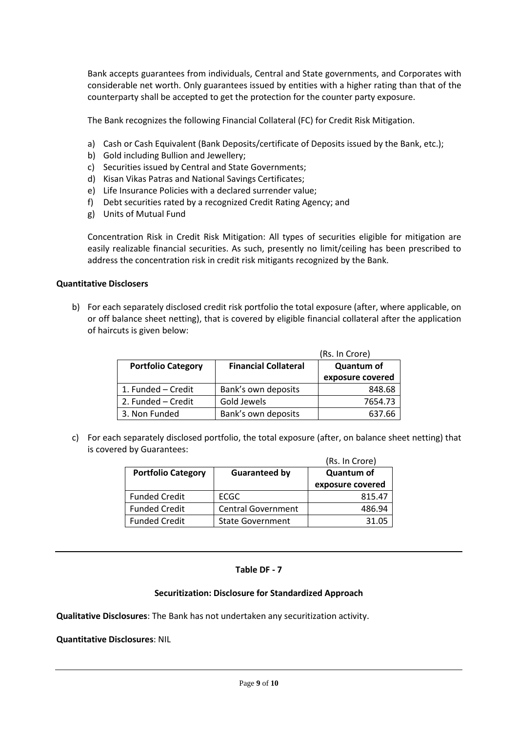Bank accepts guarantees from individuals, Central and State governments, and Corporates with considerable net worth. Only guarantees issued by entities with a higher rating than that of the counterparty shall be accepted to get the protection for the counter party exposure.

The Bank recognizes the following Financial Collateral (FC) for Credit Risk Mitigation.

a) Cash or Cash Equivalent (Bank Deposits/certificate of Deposits issued by the Bank, etc.);
b) Gold including Bullion and Jewellery;
c) Securities issued by Central and State Governments;
d) Kisan Vikas Patras and National Savings Certificates;
e) Life Insurance Policies with a declared surrender value;
f) Debt securities rated by a recognized Credit Rating Agency; and
g) Units of Mutual Fund

Concentration Risk in Credit Risk Mitigation: All types of securities eligible for mitigation are easily realizable financial securities. As such, presently no limit/ceiling has been prescribed to address the concentration risk in credit risk mitigants recognized by the Bank.

**Quantitative Disclosers**

b) For each separately disclosed credit risk portfolio the total exposure (after, where applicable, on or off balance sheet netting), that is covered by eligible financial collateral after the application of haircuts is given below:

(Rs. In Crore)

| Portfolio Category | Financial Collateral | Quantum of exposure covered |
|---|---|---|
| 1. Funded – Credit | Bank's own deposits | 848.68 |
| 2. Funded – Credit | Gold Jewels | 7654.73 |
| 3. Non Funded | Bank's own deposits | 637.66 |

c) For each separately disclosed portfolio, the total exposure (after, on balance sheet netting) that is covered by Guarantees:

(Rs. In Crore)

| Portfolio Category | Guaranteed by | Quantum of exposure covered |
|---|---|---|
| Funded Credit | ECGC | 815.47 |
| Funded Credit | Central Government | 486.94 |
| Funded Credit | State Government | 31.05 |

---

**Table DF - 7**

**Securitization: Disclosure for Standardized Approach**

**Qualitative Disclosures**: The Bank has not undertaken any securitization activity.

**Quantitative Disclosures**: NIL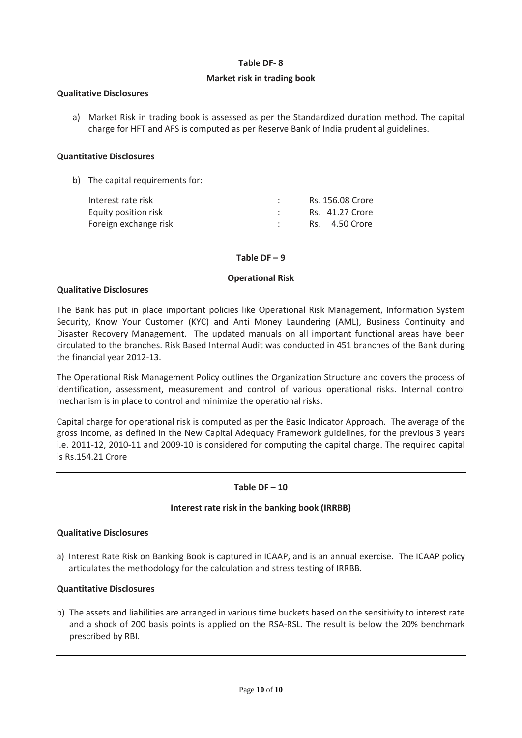## Table DF- 8

### Market risk in trading book

**Qualitative Disclosures**

a) Market Risk in trading book is assessed as per the Standardized duration method. The capital charge for HFT and AFS is computed as per Reserve Bank of India prudential guidelines.

**Quantitative Disclosures**

b) The capital requirements for:

| | | |
|---|---|---|
| Interest rate risk | : | Rs. 156.08 Crore |
| Equity position risk | : | Rs. 41.27 Crore |
| Foreign exchange risk | : | Rs. 4.50 Crore |

## Table DF – 9

### Operational Risk

**Qualitative Disclosures**

The Bank has put in place important policies like Operational Risk Management, Information System Security, Know Your Customer (KYC) and Anti Money Laundering (AML), Business Continuity and Disaster Recovery Management. The updated manuals on all important functional areas have been circulated to the branches. Risk Based Internal Audit was conducted in 451 branches of the Bank during the financial year 2012-13.

The Operational Risk Management Policy outlines the Organization Structure and covers the process of identification, assessment, measurement and control of various operational risks. Internal control mechanism is in place to control and minimize the operational risks.

Capital charge for operational risk is computed as per the Basic Indicator Approach. The average of the gross income, as defined in the New Capital Adequacy Framework guidelines, for the previous 3 years i.e. 2011-12, 2010-11 and 2009-10 is considered for computing the capital charge. The required capital is Rs.154.21 Crore

## Table DF – 10

### Interest rate risk in the banking book (IRRBB)

**Qualitative Disclosures**

a) Interest Rate Risk on Banking Book is captured in ICAAP, and is an annual exercise. The ICAAP policy articulates the methodology for the calculation and stress testing of IRRBB.

**Quantitative Disclosures**

b) The assets and liabilities are arranged in various time buckets based on the sensitivity to interest rate and a shock of 200 basis points is applied on the RSA-RSL. The result is below the 20% benchmark prescribed by RBI.